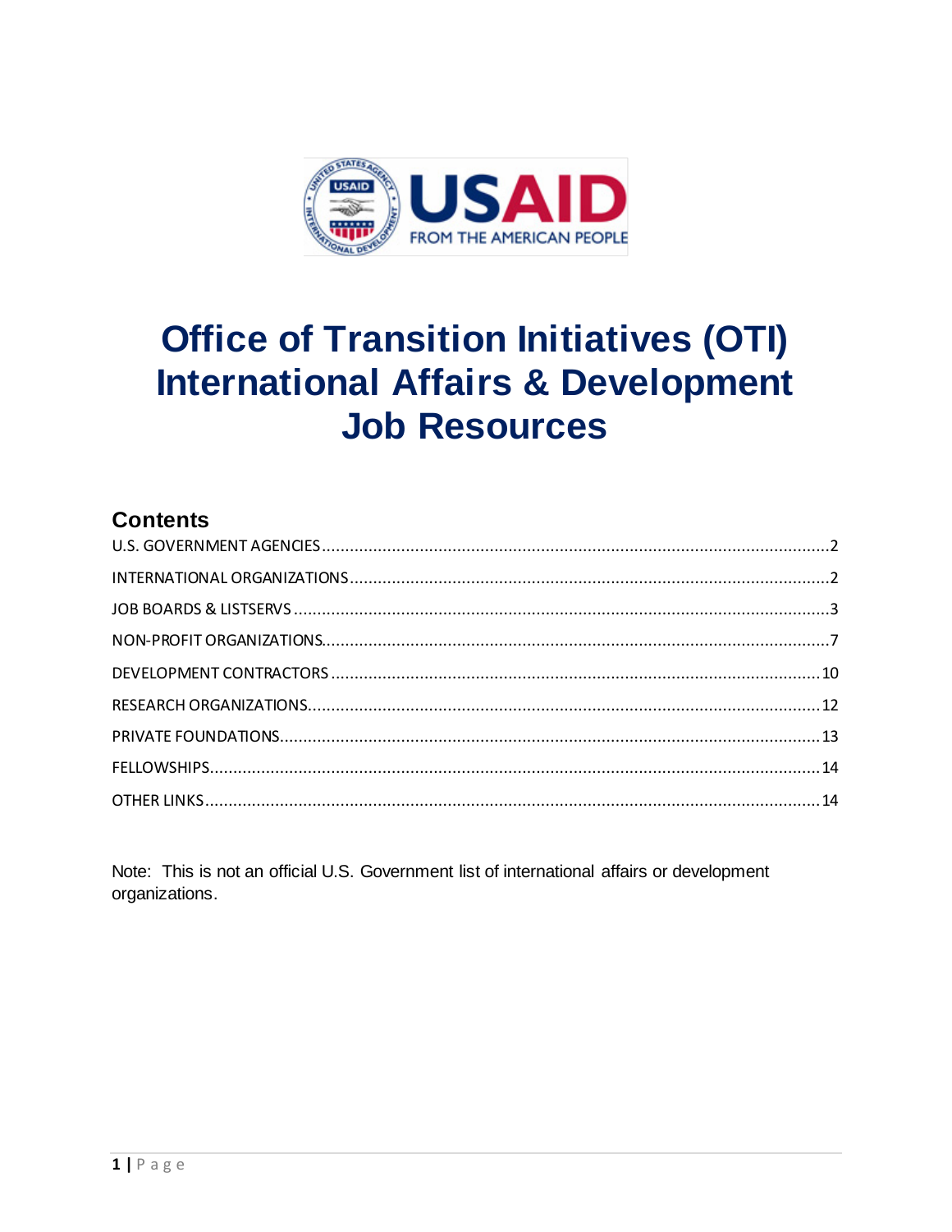# Office of Transition Initiatives (OTI) International Affairs & Development Job Resources

## Contents

U.S. GOVERNMENT AGENCIES....2

INTERNATIONAL ORGANIZATIONS....2

JOB BOARDS & LISTSERVS....3

NON-PROFIT ORGANIZATIONS....7

DEVELOPMENT CONTRACTORS....10

RESEARCH ORGANIZATIONS....12

PRIVATE FOUNDATIONS....13

FELLOWSHIPS....14

OTHER LINKS....14

Note: This is not an official U.S. Government list of international affairs or development organizations.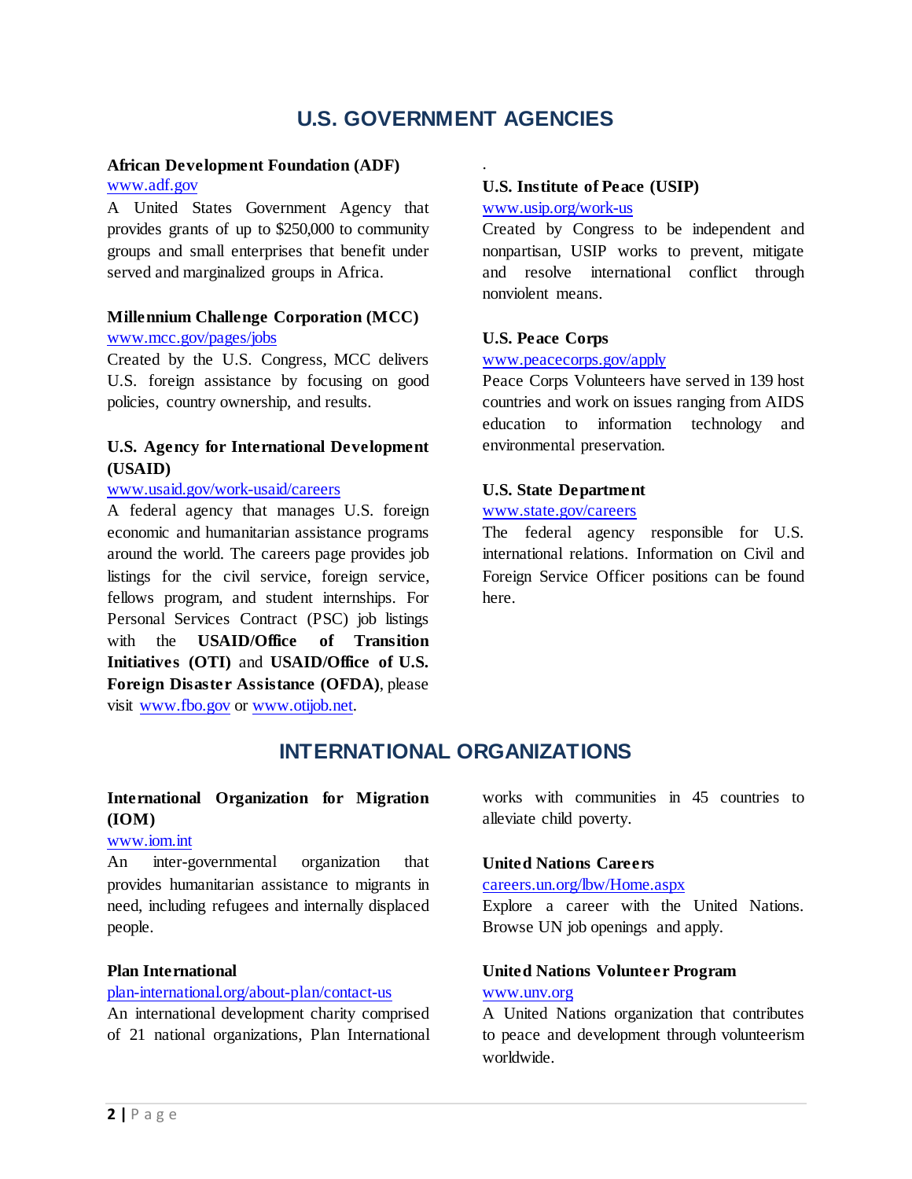## U.S. GOVERNMENT AGENCIES

**African Development Foundation (ADF)**
www.adf.gov
A United States Government Agency that provides grants of up to $250,000 to community groups and small enterprises that benefit under served and marginalized groups in Africa.

**Millennium Challenge Corporation (MCC)**
www.mcc.gov/pages/jobs
Created by the U.S. Congress, MCC delivers U.S. foreign assistance by focusing on good policies, country ownership, and results.

**U.S. Agency for International Development (USAID)**
www.usaid.gov/work-usaid/careers
A federal agency that manages U.S. foreign economic and humanitarian assistance programs around the world. The careers page provides job listings for the civil service, foreign service, fellows program, and student internships. For Personal Services Contract (PSC) job listings with the **USAID/Office of Transition Initiatives (OTI)** and **USAID/Office of U.S. Foreign Disaster Assistance (OFDA)**, please visit www.fbo.gov or www.otijob.net.

**U.S. Institute of Peace (USIP)**
www.usip.org/work-us
Created by Congress to be independent and nonpartisan, USIP works to prevent, mitigate and resolve international conflict through nonviolent means.

**U.S. Peace Corps**
www.peacecorps.gov/apply
Peace Corps Volunteers have served in 139 host countries and work on issues ranging from AIDS education to information technology and environmental preservation.

**U.S. State Department**
www.state.gov/careers
The federal agency responsible for U.S. international relations. Information on Civil and Foreign Service Officer positions can be found here.

## INTERNATIONAL ORGANIZATIONS

**International Organization for Migration (IOM)**
www.iom.int
An inter-governmental organization that provides humanitarian assistance to migrants in need, including refugees and internally displaced people.

**Plan International**
plan-international.org/about-plan/contact-us
An international development charity comprised of 21 national organizations, Plan International works with communities in 45 countries to alleviate child poverty.

**United Nations Careers**
careers.un.org/lbw/Home.aspx
Explore a career with the United Nations. Browse UN job openings and apply.

**United Nations Volunteer Program**
www.unv.org
A United Nations organization that contributes to peace and development through volunteerism worldwide.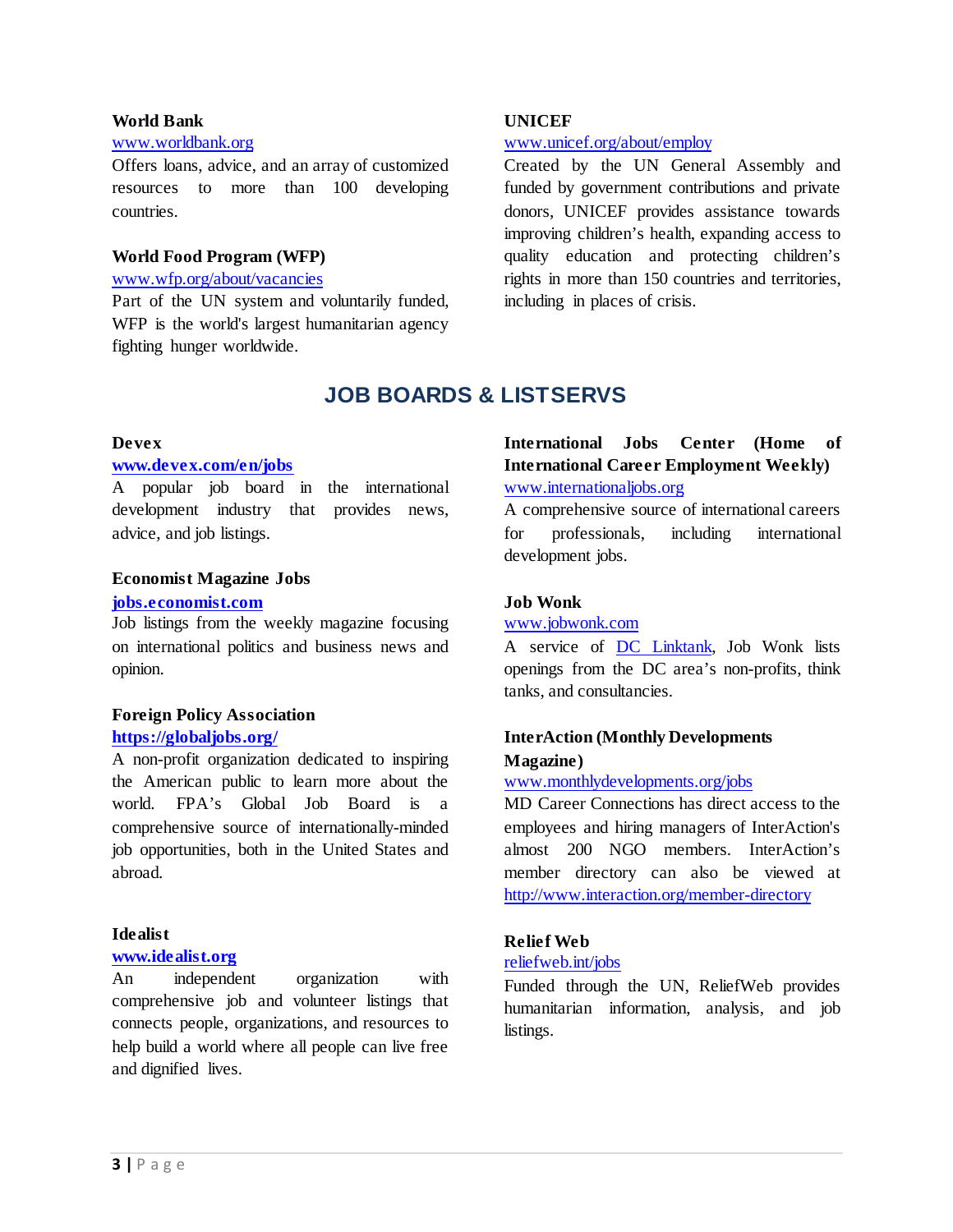**World Bank**
[www.worldbank.org](http://www.worldbank.org)
Offers loans, advice, and an array of customized resources to more than 100 developing countries.

**World Food Program (WFP)**
[www.wfp.org/about/vacancies](http://www.wfp.org/about/vacancies)
Part of the UN system and voluntarily funded, WFP is the world's largest humanitarian agency fighting hunger worldwide.

**UNICEF**
[www.unicef.org/about/employ](http://www.unicef.org/about/employ)
Created by the UN General Assembly and funded by government contributions and private donors, UNICEF provides assistance towards improving children's health, expanding access to quality education and protecting children's rights in more than 150 countries and territories, including in places of crisis.

## JOB BOARDS & LISTSERVS

**Devex**
**[www.devex.com/en/jobs](http://www.devex.com/en/jobs)**
A popular job board in the international development industry that provides news, advice, and job listings.

**Economist Magazine Jobs**
**[jobs.economist.com](http://jobs.economist.com)**
Job listings from the weekly magazine focusing on international politics and business news and opinion.

**Foreign Policy Association**
**[https://globaljobs.org/](https://globaljobs.org/)**
A non-profit organization dedicated to inspiring the American public to learn more about the world. FPA's Global Job Board is a comprehensive source of internationally-minded job opportunities, both in the United States and abroad.

**Idealist**
**[www.idealist.org](http://www.idealist.org)**
An independent organization with comprehensive job and volunteer listings that connects people, organizations, and resources to help build a world where all people can live free and dignified lives.

**International Jobs Center (Home of International Career Employment Weekly)**
[www.internationaljobs.org](http://www.internationaljobs.org)
A comprehensive source of international careers for professionals, including international development jobs.

**Job Wonk**
[www.jobwonk.com](http://www.jobwonk.com)
A service of DC Linktank, Job Wonk lists openings from the DC area's non-profits, think tanks, and consultancies.

**InterAction (Monthly Developments Magazine)**
[www.monthlydevelopments.org/jobs](http://www.monthlydevelopments.org/jobs)
MD Career Connections has direct access to the employees and hiring managers of InterAction's almost 200 NGO members. InterAction's member directory can also be viewed at [http://www.interaction.org/member-directory](http://www.interaction.org/member-directory)

**Relief Web**
[reliefweb.int/jobs](http://reliefweb.int/jobs)
Funded through the UN, ReliefWeb provides humanitarian information, analysis, and job listings.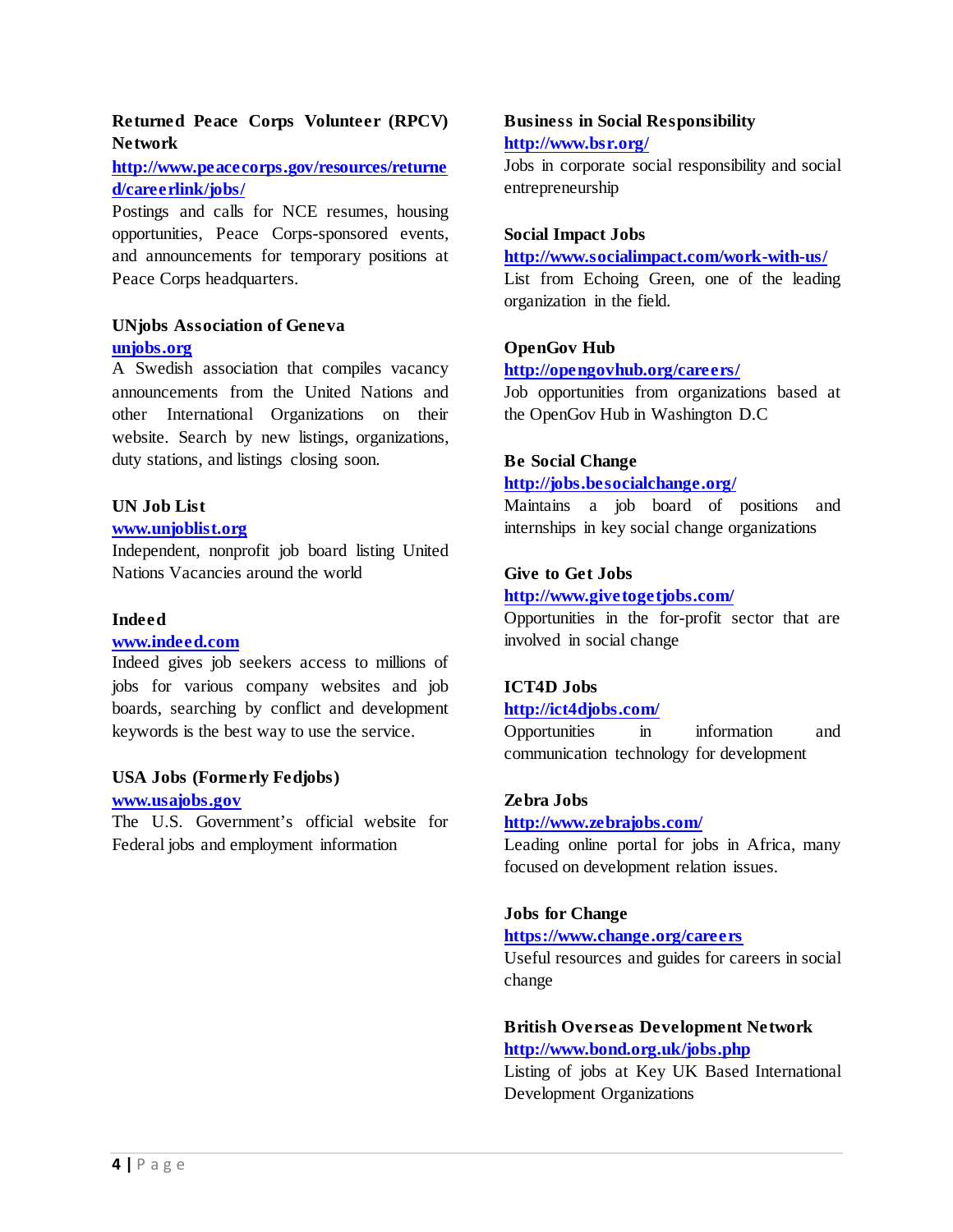**Returned Peace Corps Volunteer (RPCV) Network**
http://www.peacecorps.gov/resources/returned/careerlink/jobs/
Postings and calls for NCE resumes, housing opportunities, Peace Corps-sponsored events, and announcements for temporary positions at Peace Corps headquarters.

**UNjobs Association of Geneva**
unjobs.org
A Swedish association that compiles vacancy announcements from the United Nations and other International Organizations on their website. Search by new listings, organizations, duty stations, and listings closing soon.

**UN Job List**
www.unjoblist.org
Independent, nonprofit job board listing United Nations Vacancies around the world

**Indeed**
www.indeed.com
Indeed gives job seekers access to millions of jobs for various company websites and job boards, searching by conflict and development keywords is the best way to use the service.

**USA Jobs (Formerly Fedjobs)**
www.usajobs.gov
The U.S. Government's official website for Federal jobs and employment information

**Business in Social Responsibility**
http://www.bsr.org/
Jobs in corporate social responsibility and social entrepreneurship

**Social Impact Jobs**
http://www.socialimpact.com/work-with-us/
List from Echoing Green, one of the leading organization in the field.

**OpenGov Hub**
http://opengovhub.org/careers/
Job opportunities from organizations based at the OpenGov Hub in Washington D.C

**Be Social Change**
http://jobs.besocialchange.org/
Maintains a job board of positions and internships in key social change organizations

**Give to Get Jobs**
http://www.givetogetjobs.com/
Opportunities in the for-profit sector that are involved in social change

**ICT4D Jobs**
http://ict4djobs.com/
Opportunities in information and communication technology for development

**Zebra Jobs**
http://www.zebrajobs.com/
Leading online portal for jobs in Africa, many focused on development relation issues.

**Jobs for Change**
https://www.change.org/careers
Useful resources and guides for careers in social change

**British Overseas Development Network**
http://www.bond.org.uk/jobs.php
Listing of jobs at Key UK Based International Development Organizations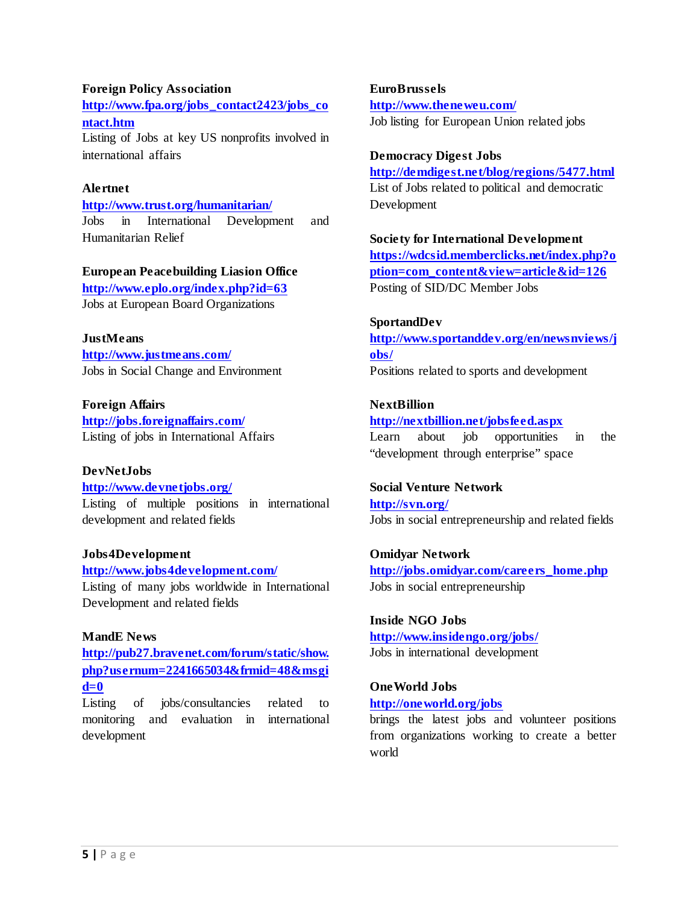**Foreign Policy Association**
**http://www.fpa.org/jobs_contact2423/jobs_contact.htm**
Listing of Jobs at key US nonprofits involved in international affairs

**Alertnet**
**http://www.trust.org/humanitarian/**
Jobs in International Development and Humanitarian Relief

**European Peacebuilding Liasion Office**
**http://www.eplo.org/index.php?id=63**
Jobs at European Board Organizations

**JustMeans**
**http://www.justmeans.com/**
Jobs in Social Change and Environment

**Foreign Affairs**
**http://jobs.foreignaffairs.com/**
Listing of jobs in International Affairs

**DevNetJobs**
**http://www.devnetjobs.org/**
Listing of multiple positions in international development and related fields

**Jobs4Development**
**http://www.jobs4development.com/**
Listing of many jobs worldwide in International Development and related fields

**MandE News**
**http://pub27.bravenet.com/forum/static/show.php?usernum=2241665034&frmid=48&msgid=0**
Listing of jobs/consultancies related to monitoring and evaluation in international development

**EuroBrussels**
**http://www.theneweu.com/**
Job listing for European Union related jobs

**Democracy Digest Jobs**
**http://demdigest.net/blog/regions/5477.html**
List of Jobs related to political and democratic Development

**Society for International Development**
**https://wdcsid.memberclicks.net/index.php?option=com_content&view=article&id=126**
Posting of SID/DC Member Jobs

**SportandDev**
**http://www.sportanddev.org/en/newsnviews/jobs/**
Positions related to sports and development

**NextBillion**
**http://nextbillion.net/jobsfeed.aspx**
Learn about job opportunities in the "development through enterprise" space

**Social Venture Network**
**http://svn.org/**
Jobs in social entrepreneurship and related fields

**Omidyar Network**
**http://jobs.omidyar.com/careers_home.php**
Jobs in social entrepreneurship

**Inside NGO Jobs**
**http://www.insidengo.org/jobs/**
Jobs in international development

**OneWorld Jobs**
**http://oneworld.org/jobs**
brings the latest jobs and volunteer positions from organizations working to create a better world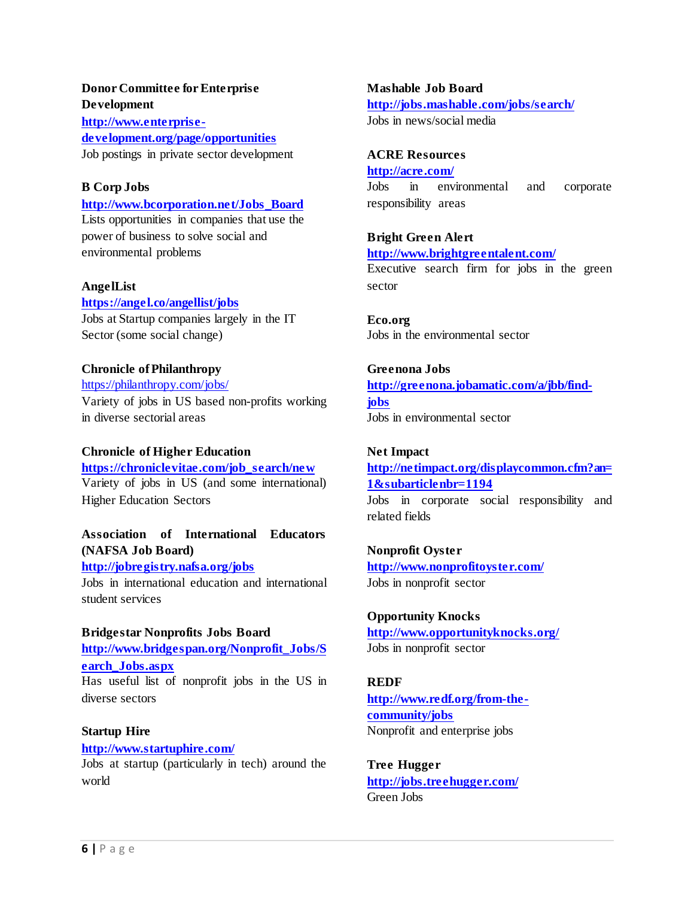**Donor Committee for Enterprise Development**
**http://www.enterprise-development.org/page/opportunities**
Job postings in private sector development

**B Corp Jobs**
**http://www.bcorporation.net/Jobs_Board**
Lists opportunities in companies that use the power of business to solve social and environmental problems

**AngelList**
**https://angel.co/angellist/jobs**
Jobs at Startup companies largely in the IT Sector (some social change)

**Chronicle of Philanthropy**
https://philanthropy.com/jobs/
Variety of jobs in US based non-profits working in diverse sectorial areas

**Chronicle of Higher Education**
**https://chroniclevitae.com/job_search/new**
Variety of jobs in US (and some international) Higher Education Sectors

**Association of International Educators (NAFSA Job Board)**
**http://jobregistry.nafsa.org/jobs**
Jobs in international education and international student services

**Bridgestar Nonprofits Jobs Board**
**http://www.bridgespan.org/Nonprofit_Jobs/Search_Jobs.aspx**
Has useful list of nonprofit jobs in the US in diverse sectors

**Startup Hire**
**http://www.startuphire.com/**
Jobs at startup (particularly in tech) around the world

**Mashable Job Board**
**http://jobs.mashable.com/jobs/search/**
Jobs in news/social media

**ACRE Resources**
**http://acre.com/**
Jobs in environmental and corporate responsibility areas

**Bright Green Alert**
**http://www.brightgreentalent.com/**
Executive search firm for jobs in the green sector

**Eco.org**
Jobs in the environmental sector

**Greenona Jobs**
**http://greenona.jobamatic.com/a/jbb/find-jobs**
Jobs in environmental sector

**Net Impact**
**http://netimpact.org/displaycommon.cfm?an=1&subarticlenbr=1194**
Jobs in corporate social responsibility and related fields

**Nonprofit Oyster**
**http://www.nonprofitoyster.com/**
Jobs in nonprofit sector

**Opportunity Knocks**
**http://www.opportunityknocks.org/**
Jobs in nonprofit sector

**REDF**
**http://www.redf.org/from-the-community/jobs**
Nonprofit and enterprise jobs

**Tree Hugger**
**http://jobs.treehugger.com/**
Green Jobs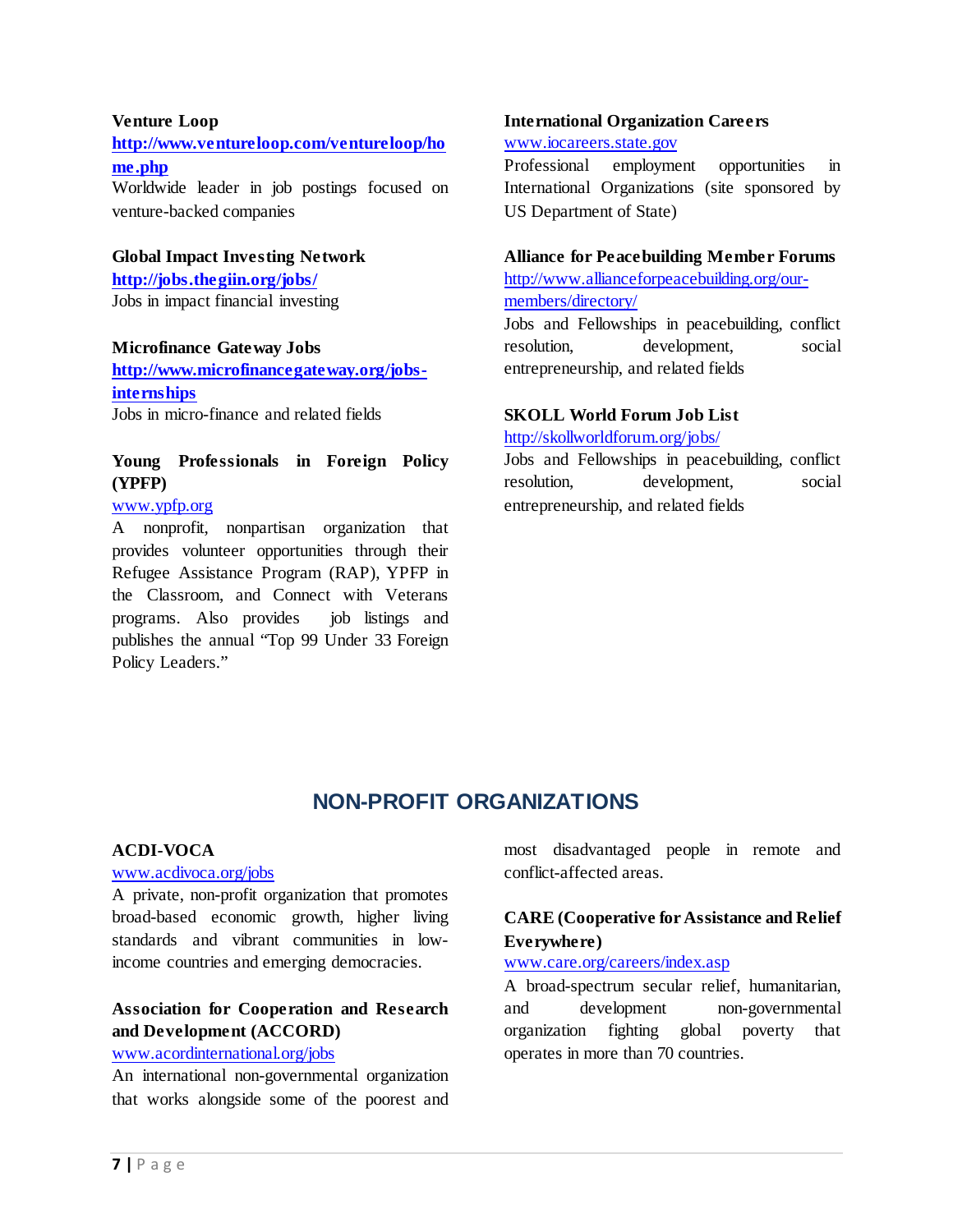**Venture Loop**
**http://www.ventureloop.com/ventureloop/home.php**
Worldwide leader in job postings focused on venture-backed companies

**Global Impact Investing Network**
**http://jobs.thegiin.org/jobs/**
Jobs in impact financial investing

**Microfinance Gateway Jobs**
**http://www.microfinancegateway.org/jobs-internships**
Jobs in micro-finance and related fields

**Young Professionals in Foreign Policy (YPFP)**
www.ypfp.org
A nonprofit, nonpartisan organization that provides volunteer opportunities through their Refugee Assistance Program (RAP), YPFP in the Classroom, and Connect with Veterans programs. Also provides job listings and publishes the annual "Top 99 Under 33 Foreign Policy Leaders."

**International Organization Careers**
www.iocareers.state.gov
Professional employment opportunities in International Organizations (site sponsored by US Department of State)

**Alliance for Peacebuilding Member Forums**
http://www.allianceforpeacebuilding.org/our-members/directory/
Jobs and Fellowships in peacebuilding, conflict resolution, development, social entrepreneurship, and related fields

**SKOLL World Forum Job List**
http://skollworldforum.org/jobs/
Jobs and Fellowships in peacebuilding, conflict resolution, development, social entrepreneurship, and related fields

## NON-PROFIT ORGANIZATIONS

**ACDI-VOCA**
www.acdivoca.org/jobs
A private, non-profit organization that promotes broad-based economic growth, higher living standards and vibrant communities in low-income countries and emerging democracies.

**Association for Cooperation and Research and Development (ACCORD)**
www.acordinternational.org/jobs
An international non-governmental organization that works alongside some of the poorest and most disadvantaged people in remote and conflict-affected areas.

**CARE (Cooperative for Assistance and Relief Everywhere)**
www.care.org/careers/index.asp
A broad-spectrum secular relief, humanitarian, and development non-governmental organization fighting global poverty that operates in more than 70 countries.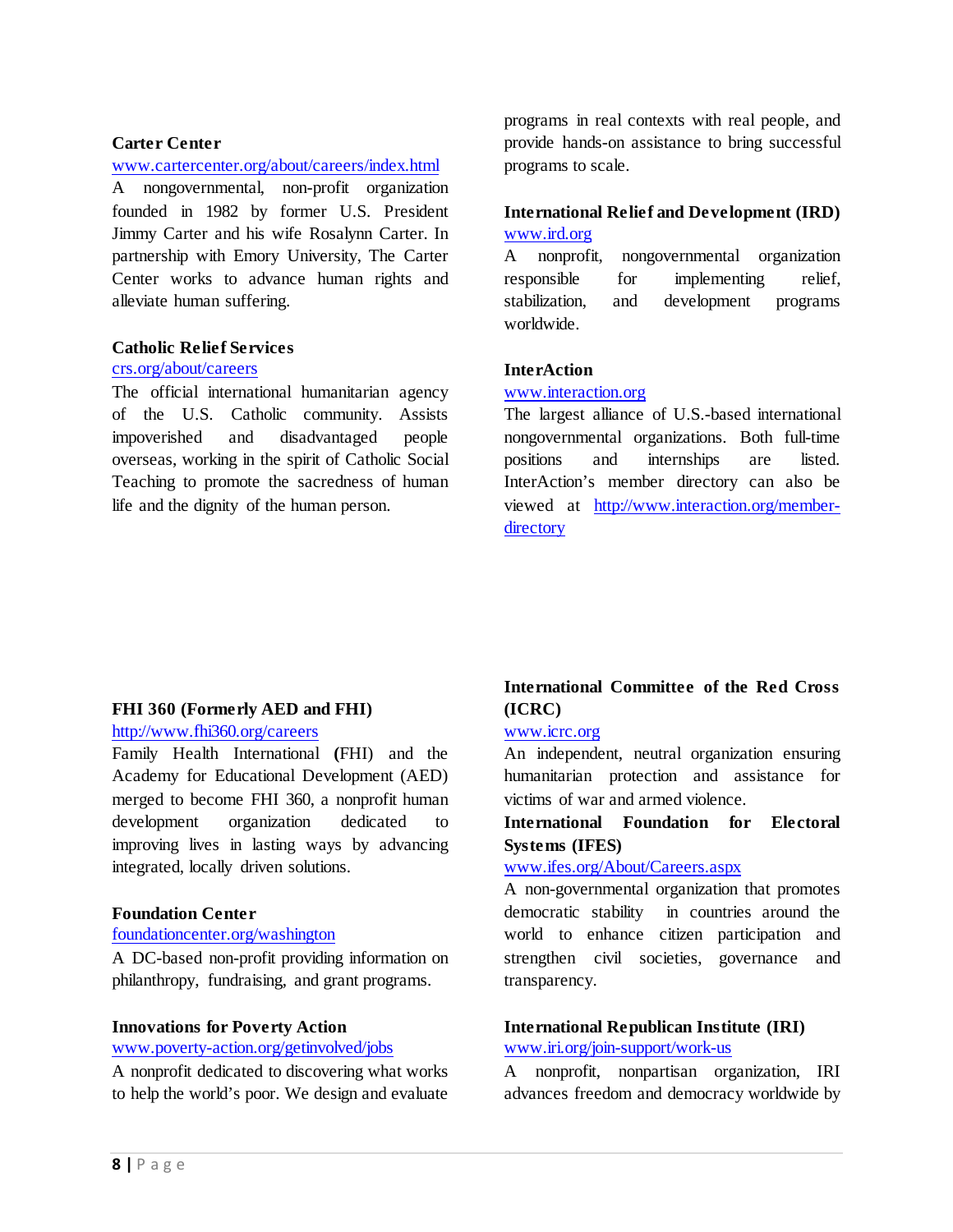**Carter Center**
[www.cartercenter.org/about/careers/index.html](www.cartercenter.org/about/careers/index.html)
A nongovernmental, non-profit organization founded in 1982 by former U.S. President Jimmy Carter and his wife Rosalynn Carter. In partnership with Emory University, The Carter Center works to advance human rights and alleviate human suffering.

**Catholic Relief Services**
[crs.org/about/careers](crs.org/about/careers)
The official international humanitarian agency of the U.S. Catholic community. Assists impoverished and disadvantaged people overseas, working in the spirit of Catholic Social Teaching to promote the sacredness of human life and the dignity of the human person.

**FHI 360 (Formerly AED and FHI)**
[http://www.fhi360.org/careers](http://www.fhi360.org/careers)
Family Health International (FHI) and the Academy for Educational Development (AED) merged to become FHI 360, a nonprofit human development organization dedicated to improving lives in lasting ways by advancing integrated, locally driven solutions.

**Foundation Center**
[foundationcenter.org/washington](foundationcenter.org/washington)
A DC-based non-profit providing information on philanthropy, fundraising, and grant programs.

**Innovations for Poverty Action**
[www.poverty-action.org/getinvolved/jobs](www.poverty-action.org/getinvolved/jobs)
A nonprofit dedicated to discovering what works to help the world's poor. We design and evaluate programs in real contexts with real people, and provide hands-on assistance to bring successful programs to scale.

**International Relief and Development (IRD)**
[www.ird.org](www.ird.org)
A nonprofit, nongovernmental organization responsible for implementing relief, stabilization, and development programs worldwide.

**InterAction**
[www.interaction.org](www.interaction.org)
The largest alliance of U.S.-based international nongovernmental organizations. Both full-time positions and internships are listed. InterAction's member directory can also be viewed at [http://www.interaction.org/member-directory](http://www.interaction.org/member-directory)

**International Committee of the Red Cross (ICRC)**
[www.icrc.org](www.icrc.org)
An independent, neutral organization ensuring humanitarian protection and assistance for victims of war and armed violence.

**International Foundation for Electoral Systems (IFES)**
[www.ifes.org/About/Careers.aspx](www.ifes.org/About/Careers.aspx)
A non-governmental organization that promotes democratic stability in countries around the world to enhance citizen participation and strengthen civil societies, governance and transparency.

**International Republican Institute (IRI)**
[www.iri.org/join-support/work-us](www.iri.org/join-support/work-us)
A nonprofit, nonpartisan organization, IRI advances freedom and democracy worldwide by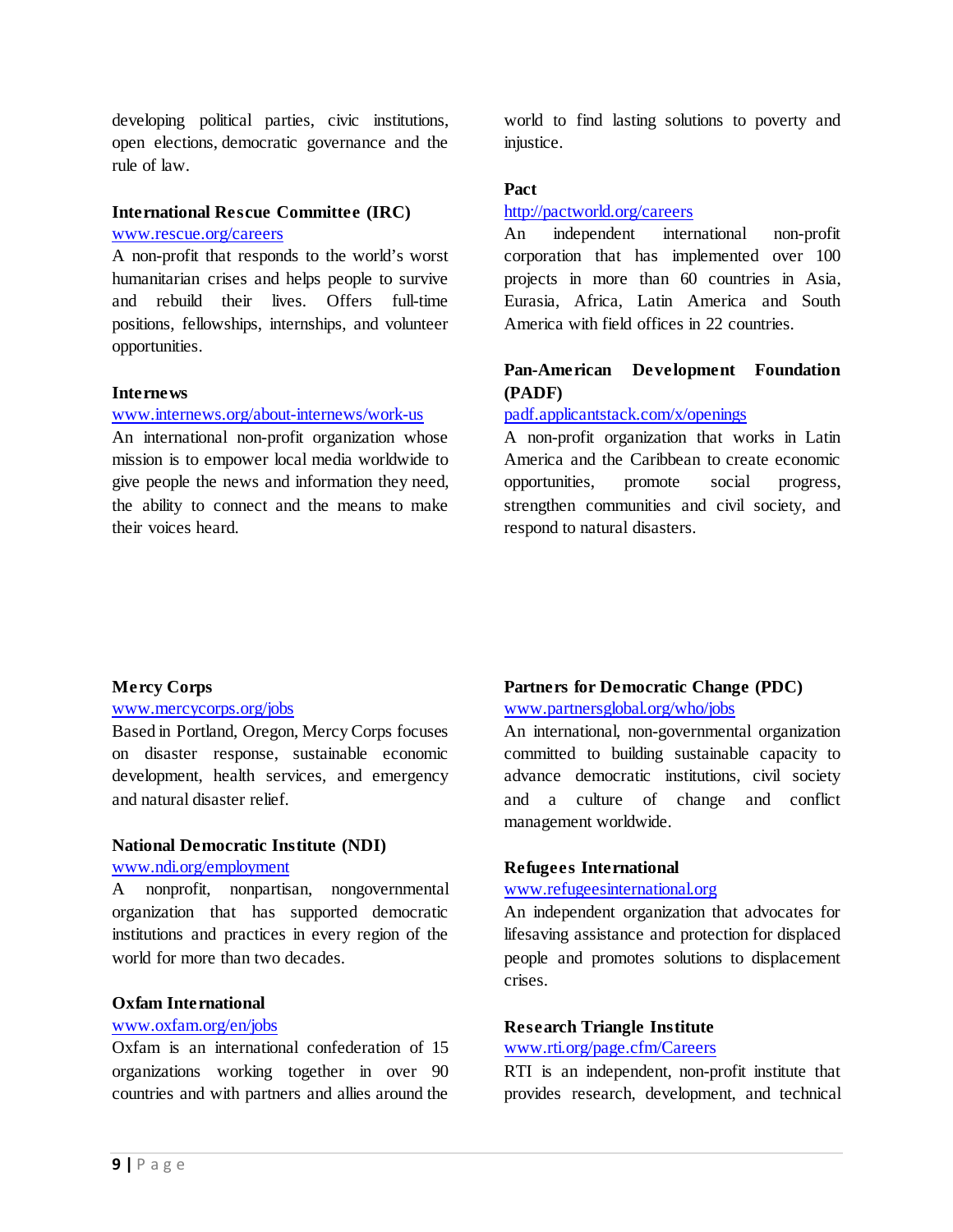developing political parties, civic institutions, open elections, democratic governance and the rule of law.

**International Rescue Committee (IRC)**
www.rescue.org/careers
A non-profit that responds to the world's worst humanitarian crises and helps people to survive and rebuild their lives. Offers full-time positions, fellowships, internships, and volunteer opportunities.

**Internews**
www.internews.org/about-internews/work-us
An international non-profit organization whose mission is to empower local media worldwide to give people the news and information they need, the ability to connect and the means to make their voices heard.

world to find lasting solutions to poverty and injustice.

**Pact**
http://pactworld.org/careers
An independent international non-profit corporation that has implemented over 100 projects in more than 60 countries in Asia, Eurasia, Africa, Latin America and South America with field offices in 22 countries.

**Pan-American Development Foundation (PADF)**
padf.applicantstack.com/x/openings
A non-profit organization that works in Latin America and the Caribbean to create economic opportunities, promote social progress, strengthen communities and civil society, and respond to natural disasters.

**Mercy Corps**
www.mercycorps.org/jobs
Based in Portland, Oregon, Mercy Corps focuses on disaster response, sustainable economic development, health services, and emergency and natural disaster relief.

**National Democratic Institute (NDI)**
www.ndi.org/employment
A nonprofit, nonpartisan, nongovernmental organization that has supported democratic institutions and practices in every region of the world for more than two decades.

**Oxfam International**
www.oxfam.org/en/jobs
Oxfam is an international confederation of 15 organizations working together in over 90 countries and with partners and allies around the

**Partners for Democratic Change (PDC)**
www.partnersglobal.org/who/jobs
An international, non-governmental organization committed to building sustainable capacity to advance democratic institutions, civil society and a culture of change and conflict management worldwide.

**Refugees International**
www.refugeesinternational.org
An independent organization that advocates for lifesaving assistance and protection for displaced people and promotes solutions to displacement crises.

**Research Triangle Institute**
www.rti.org/page.cfm/Careers
RTI is an independent, non-profit institute that provides research, development, and technical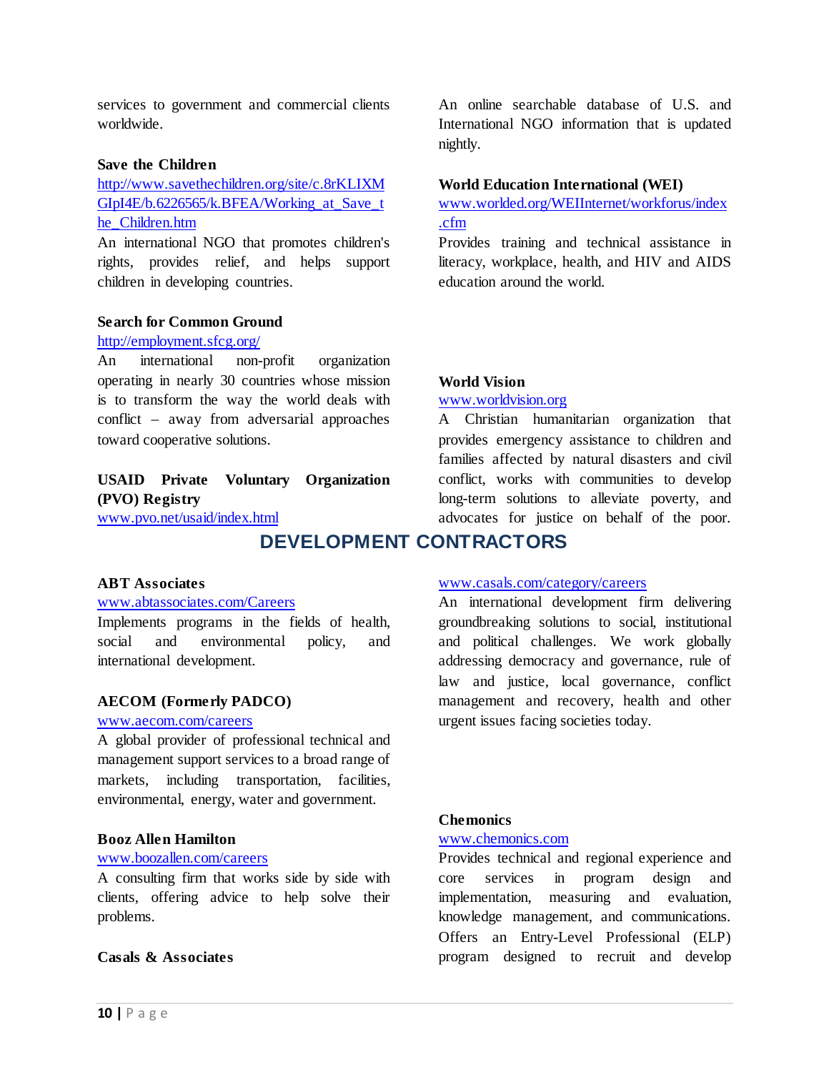services to government and commercial clients worldwide.

**Save the Children**
http://www.savethechildren.org/site/c.8rKLIXMGIpI4E/b.6226565/k.BFEA/Working_at_Save_the_Children.htm
An international NGO that promotes children's rights, provides relief, and helps support children in developing countries.

**Search for Common Ground**
http://employment.sfcg.org/
An international non-profit organization operating in nearly 30 countries whose mission is to transform the way the world deals with conflict – away from adversarial approaches toward cooperative solutions.

**USAID Private Voluntary Organization (PVO) Registry**
www.pvo.net/usaid/index.html
An online searchable database of U.S. and International NGO information that is updated nightly.

**World Education International (WEI)**
www.worlded.org/WEIInternet/workforus/index.cfm
Provides training and technical assistance in literacy, workplace, health, and HIV and AIDS education around the world.

**World Vision**
www.worldvision.org
A Christian humanitarian organization that provides emergency assistance to children and families affected by natural disasters and civil conflict, works with communities to develop long-term solutions to alleviate poverty, and advocates for justice on behalf of the poor.

## DEVELOPMENT CONTRACTORS

**ABT Associates**
www.abtassociates.com/Careers
Implements programs in the fields of health, social and environmental policy, and international development.

**AECOM (Formerly PADCO)**
www.aecom.com/careers
A global provider of professional technical and management support services to a broad range of markets, including transportation, facilities, environmental, energy, water and government.

**Booz Allen Hamilton**
www.boozallen.com/careers
A consulting firm that works side by side with clients, offering advice to help solve their problems.

**Casals & Associates**
www.casals.com/category/careers
An international development firm delivering groundbreaking solutions to social, institutional and political challenges. We work globally addressing democracy and governance, rule of law and justice, local governance, conflict management and recovery, health and other urgent issues facing societies today.

**Chemonics**
www.chemonics.com
Provides technical and regional experience and core services in program design and implementation, measuring and evaluation, knowledge management, and communications. Offers an Entry-Level Professional (ELP) program designed to recruit and develop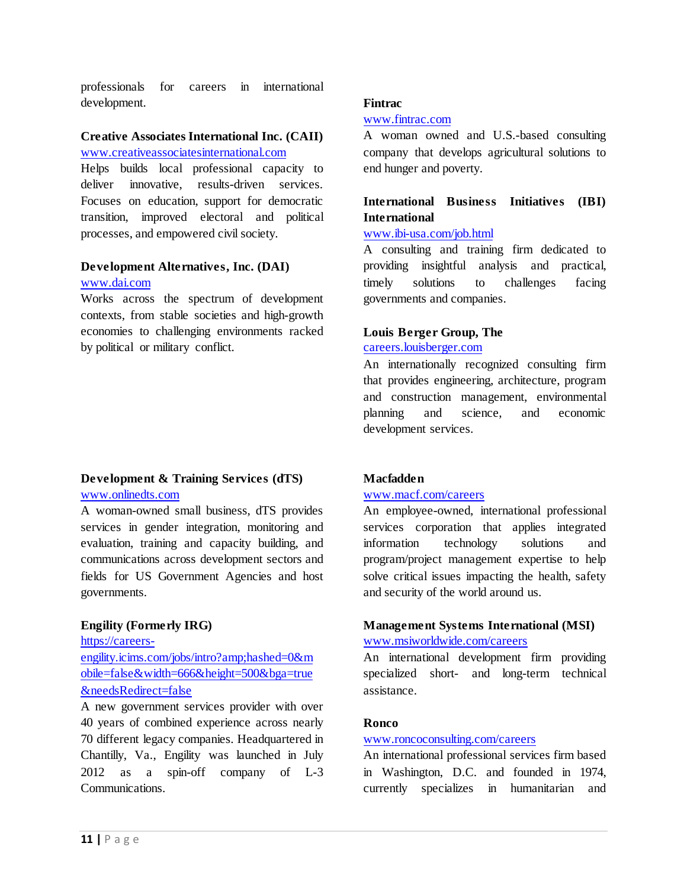professionals for careers in international development.

**Creative Associates International Inc. (CAII)**
www.creativeassociatesinternational.com
Helps builds local professional capacity to deliver innovative, results-driven services. Focuses on education, support for democratic transition, improved electoral and political processes, and empowered civil society.

**Development Alternatives, Inc. (DAI)**
www.dai.com
Works across the spectrum of development contexts, from stable societies and high-growth economies to challenging environments racked by political or military conflict.

**Fintrac**
www.fintrac.com
A woman owned and U.S.-based consulting company that develops agricultural solutions to end hunger and poverty.

**International Business Initiatives (IBI) International**
www.ibi-usa.com/job.html
A consulting and training firm dedicated to providing insightful analysis and practical, timely solutions to challenges facing governments and companies.

**Louis Berger Group, The**
careers.louisberger.com
An internationally recognized consulting firm that provides engineering, architecture, program and construction management, environmental planning and science, and economic development services.

**Development & Training Services (dTS)**
www.onlinedts.com
A woman-owned small business, dTS provides services in gender integration, monitoring and evaluation, training and capacity building, and communications across development sectors and fields for US Government Agencies and host governments.

**Engility (Formerly IRG)**
https://careers-engility.icims.com/jobs/intro?amp;hashed=0&mobile=false&width=666&height=500&bga=true&needsRedirect=false
A new government services provider with over 40 years of combined experience across nearly 70 different legacy companies. Headquartered in Chantilly, Va., Engility was launched in July 2012 as a spin-off company of L-3 Communications.

**Macfadden**
www.macf.com/careers
An employee-owned, international professional services corporation that applies integrated information technology solutions and program/project management expertise to help solve critical issues impacting the health, safety and security of the world around us.

**Management Systems International (MSI)**
www.msiworldwide.com/careers
An international development firm providing specialized short- and long-term technical assistance.

**Ronco**
www.roncoconsulting.com/careers
An international professional services firm based in Washington, D.C. and founded in 1974, currently specializes in humanitarian and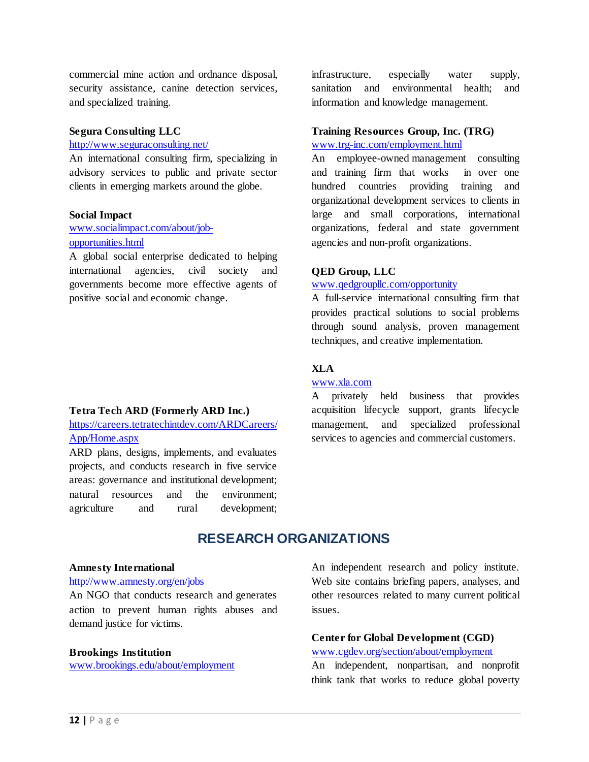commercial mine action and ordnance disposal, security assistance, canine detection services, and specialized training.

**Segura Consulting LLC**
[http://www.seguraconsulting.net/](http://www.seguraconsulting.net/)
An international consulting firm, specializing in advisory services to public and private sector clients in emerging markets around the globe.

**Social Impact**
[www.socialimpact.com/about/job-opportunities.html](www.socialimpact.com/about/job-opportunities.html)
A global social enterprise dedicated to helping international agencies, civil society and governments become more effective agents of positive social and economic change.

**Tetra Tech ARD (Formerly ARD Inc.)**
[https://careers.tetratechintdev.com/ARDCareers/App/Home.aspx](https://careers.tetratechintdev.com/ARDCareers/App/Home.aspx)
ARD plans, designs, implements, and evaluates projects, and conducts research in five service areas: governance and institutional development; natural resources and the environment; agriculture and rural development; infrastructure, especially water supply, sanitation and environmental health; and information and knowledge management.

**Training Resources Group, Inc. (TRG)**
[www.trg-inc.com/employment.html](www.trg-inc.com/employment.html)
An employee-owned management consulting and training firm that works in over one hundred countries providing training and organizational development services to clients in large and small corporations, international organizations, federal and state government agencies and non-profit organizations.

**QED Group, LLC**
[www.qedgroupllc.com/opportunity](www.qedgroupllc.com/opportunity)
A full-service international consulting firm that provides practical solutions to social problems through sound analysis, proven management techniques, and creative implementation.

**XLA**
[www.xla.com](www.xla.com)
A privately held business that provides acquisition lifecycle support, grants lifecycle management, and specialized professional services to agencies and commercial customers.

## RESEARCH ORGANIZATIONS

**Amnesty International**
[http://www.amnesty.org/en/jobs](http://www.amnesty.org/en/jobs)
An NGO that conducts research and generates action to prevent human rights abuses and demand justice for victims.

**Brookings Institution**
[www.brookings.edu/about/employment](www.brookings.edu/about/employment)
An independent research and policy institute. Web site contains briefing papers, analyses, and other resources related to many current political issues.

**Center for Global Development (CGD)**
[www.cgdev.org/section/about/employment](www.cgdev.org/section/about/employment)
An independent, nonpartisan, and nonprofit think tank that works to reduce global poverty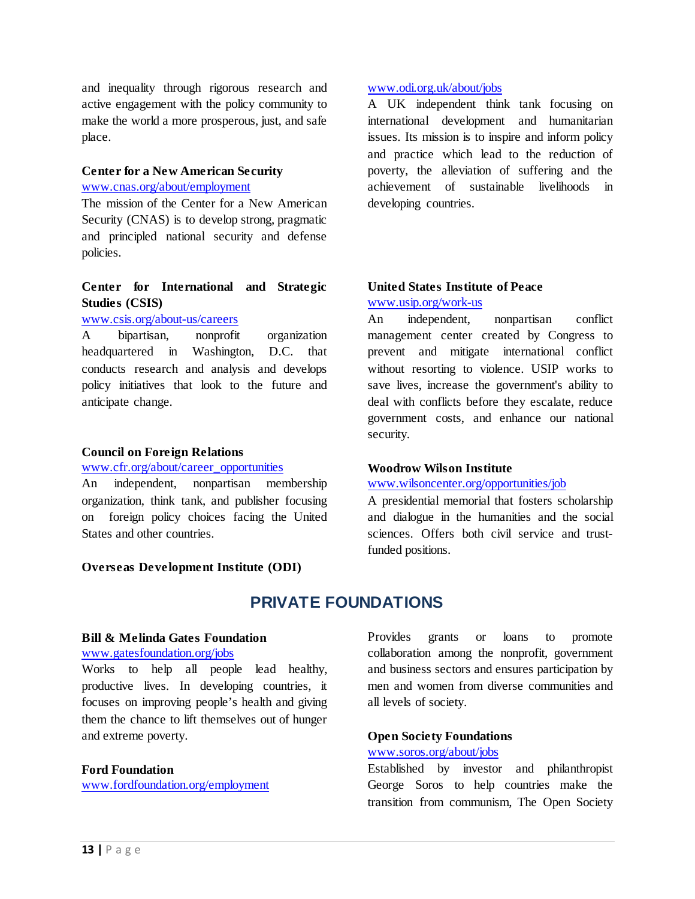and inequality through rigorous research and active engagement with the policy community to make the world a more prosperous, just, and safe place.

**Center for a New American Security**
www.cnas.org/about/employment
The mission of the Center for a New American Security (CNAS) is to develop strong, pragmatic and principled national security and defense policies.

**Center for International and Strategic Studies (CSIS)**
www.csis.org/about-us/careers
A bipartisan, nonprofit organization headquartered in Washington, D.C. that conducts research and analysis and develops policy initiatives that look to the future and anticipate change.

**Council on Foreign Relations**
www.cfr.org/about/career_opportunities
An independent, nonpartisan membership organization, think tank, and publisher focusing on foreign policy choices facing the United States and other countries.

**Overseas Development Institute (ODI)**
www.odi.org.uk/about/jobs
A UK independent think tank focusing on international development and humanitarian issues. Its mission is to inspire and inform policy and practice which lead to the reduction of poverty, the alleviation of suffering and the achievement of sustainable livelihoods in developing countries.

**United States Institute of Peace**
www.usip.org/work-us
An independent, nonpartisan conflict management center created by Congress to prevent and mitigate international conflict without resorting to violence. USIP works to save lives, increase the government's ability to deal with conflicts before they escalate, reduce government costs, and enhance our national security.

**Woodrow Wilson Institute**
www.wilsoncenter.org/opportunities/job
A presidential memorial that fosters scholarship and dialogue in the humanities and the social sciences. Offers both civil service and trust-funded positions.

## PRIVATE FOUNDATIONS

**Bill & Melinda Gates Foundation**
www.gatesfoundation.org/jobs
Works to help all people lead healthy, productive lives. In developing countries, it focuses on improving people's health and giving them the chance to lift themselves out of hunger and extreme poverty.

**Ford Foundation**
www.fordfoundation.org/employment
Provides grants or loans to promote collaboration among the nonprofit, government and business sectors and ensures participation by men and women from diverse communities and all levels of society.

**Open Society Foundations**
www.soros.org/about/jobs
Established by investor and philanthropist George Soros to help countries make the transition from communism, The Open Society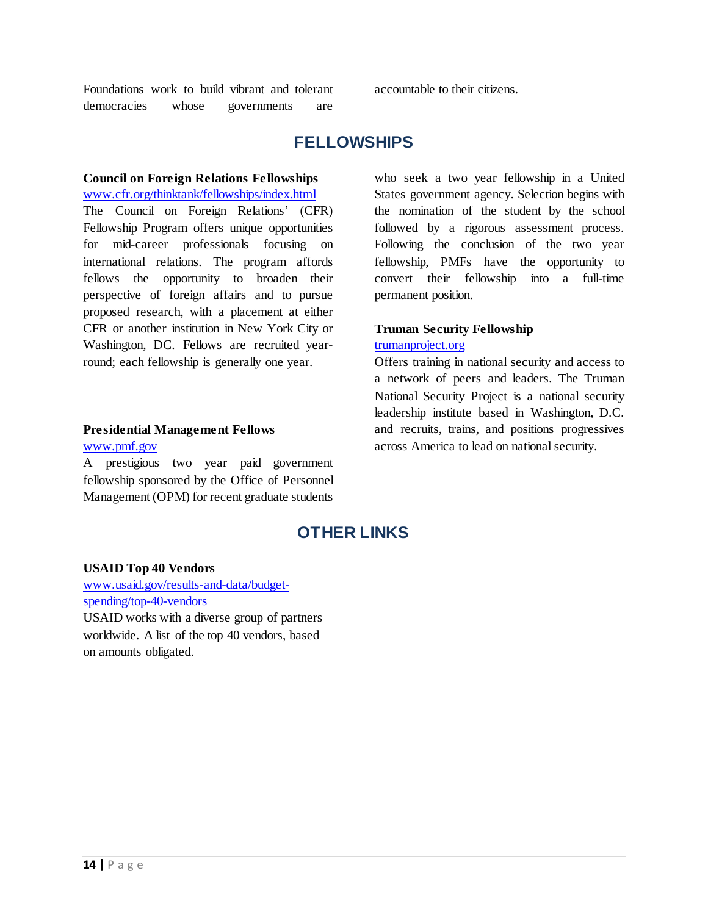Foundations work to build vibrant and tolerant democracies whose governments are accountable to their citizens.

## FELLOWSHIPS

**Council on Foreign Relations Fellowships**
[www.cfr.org/thinktank/fellowships/index.html](www.cfr.org/thinktank/fellowships/index.html)
The Council on Foreign Relations' (CFR) Fellowship Program offers unique opportunities for mid-career professionals focusing on international relations. The program affords fellows the opportunity to broaden their perspective of foreign affairs and to pursue proposed research, with a placement at either CFR or another institution in New York City or Washington, DC. Fellows are recruited year-round; each fellowship is generally one year.

**Presidential Management Fellows**
[www.pmf.gov](www.pmf.gov)
A prestigious two year paid government fellowship sponsored by the Office of Personnel Management (OPM) for recent graduate students who seek a two year fellowship in a United States government agency. Selection begins with the nomination of the student by the school followed by a rigorous assessment process. Following the conclusion of the two year fellowship, PMFs have the opportunity to convert their fellowship into a full-time permanent position.

**Truman Security Fellowship**
[trumanproject.org](trumanproject.org)
Offers training in national security and access to a network of peers and leaders. The Truman National Security Project is a national security leadership institute based in Washington, D.C. and recruits, trains, and positions progressives across America to lead on national security.

## OTHER LINKS

**USAID Top 40 Vendors**
[www.usaid.gov/results-and-data/budget-spending/top-40-vendors](www.usaid.gov/results-and-data/budget-spending/top-40-vendors)
USAID works with a diverse group of partners worldwide. A list of the top 40 vendors, based on amounts obligated.